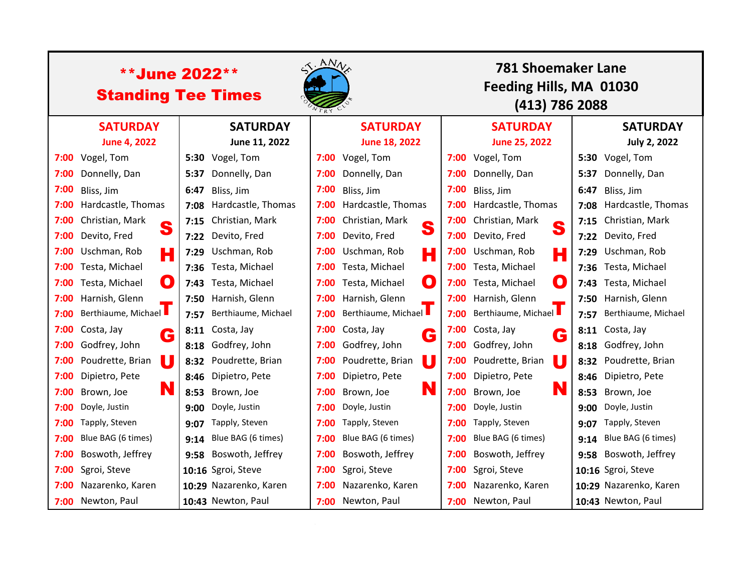# **June 2022**
## Standing Tee Times

St. Anne Country Club

781 Shoemaker Lane
Feeding Hills, MA 01030
(413) 786 2088

| SATURDAY June 4, 2022 | | SATURDAY June 11, 2022 | | SATURDAY June 18, 2022 | | SATURDAY June 25, 2022 | | SATURDAY July 2, 2022 | |
|---|---|---|---|---|---|---|---|---|---|
| 7:00 | Vogel, Tom | 5:30 | Vogel, Tom | 7:00 | Vogel, Tom | 7:00 | Vogel, Tom | 5:30 | Vogel, Tom |
| 7:00 | Donnelly, Dan | 5:37 | Donnelly, Dan | 7:00 | Donnelly, Dan | 7:00 | Donnelly, Dan | 5:37 | Donnelly, Dan |
| 7:00 | Bliss, Jim | 6:47 | Bliss, Jim | 7:00 | Bliss, Jim | 7:00 | Bliss, Jim | 6:47 | Bliss, Jim |
| 7:00 | Hardcastle, Thomas | 7:08 | Hardcastle, Thomas | 7:00 | Hardcastle, Thomas | 7:00 | Hardcastle, Thomas | 7:08 | Hardcastle, Thomas |
| 7:00 | Christian, Mark | 7:15 | Christian, Mark | 7:00 | Christian, Mark | 7:00 | Christian, Mark | 7:15 | Christian, Mark |
| 7:00 | Devito, Fred | 7:22 | Devito, Fred | 7:00 | Devito, Fred | 7:00 | Devito, Fred | 7:22 | Devito, Fred |
| 7:00 | Uschman, Rob | 7:29 | Uschman, Rob | 7:00 | Uschman, Rob | 7:00 | Uschman, Rob | 7:29 | Uschman, Rob |
| 7:00 | Testa, Michael | 7:36 | Testa, Michael | 7:00 | Testa, Michael | 7:00 | Testa, Michael | 7:36 | Testa, Michael |
| 7:00 | Testa, Michael | 7:43 | Testa, Michael | 7:00 | Testa, Michael | 7:00 | Testa, Michael | 7:43 | Testa, Michael |
| 7:00 | Harnish, Glenn | 7:50 | Harnish, Glenn | 7:00 | Harnish, Glenn | 7:00 | Harnish, Glenn | 7:50 | Harnish, Glenn |
| 7:00 | Berthiaume, Michael | 7:57 | Berthiaume, Michael | 7:00 | Berthiaume, Michael | 7:00 | Berthiaume, Michael | 7:57 | Berthiaume, Michael |
| 7:00 | Costa, Jay | 8:11 | Costa, Jay | 7:00 | Costa, Jay | 7:00 | Costa, Jay | 8:11 | Costa, Jay |
| 7:00 | Godfrey, John | 8:18 | Godfrey, John | 7:00 | Godfrey, John | 7:00 | Godfrey, John | 8:18 | Godfrey, John |
| 7:00 | Poudrette, Brian | 8:32 | Poudrette, Brian | 7:00 | Poudrette, Brian | 7:00 | Poudrette, Brian | 8:32 | Poudrette, Brian |
| 7:00 | Dipietro, Pete | 8:46 | Dipietro, Pete | 7:00 | Dipietro, Pete | 7:00 | Dipietro, Pete | 8:46 | Dipietro, Pete |
| 7:00 | Brown, Joe | 8:53 | Brown, Joe | 7:00 | Brown, Joe | 7:00 | Brown, Joe | 8:53 | Brown, Joe |
| 7:00 | Doyle, Justin | 9:00 | Doyle, Justin | 7:00 | Doyle, Justin | 7:00 | Doyle, Justin | 9:00 | Doyle, Justin |
| 7:00 | Tapply, Steven | 9:07 | Tapply, Steven | 7:00 | Tapply, Steven | 7:00 | Tapply, Steven | 9:07 | Tapply, Steven |
| 7:00 | Blue BAG (6 times) | 9:14 | Blue BAG (6 times) | 7:00 | Blue BAG (6 times) | 7:00 | Blue BAG (6 times) | 9:14 | Blue BAG (6 times) |
| 7:00 | Boswoth, Jeffrey | 9:58 | Boswoth, Jeffrey | 7:00 | Boswoth, Jeffrey | 7:00 | Boswoth, Jeffrey | 9:58 | Boswoth, Jeffrey |
| 7:00 | Sgroi, Steve | 10:16 | Sgroi, Steve | 7:00 | Sgroi, Steve | 7:00 | Sgroi, Steve | 10:16 | Sgroi, Steve |
| 7:00 | Nazarenko, Karen | 10:29 | Nazarenko, Karen | 7:00 | Nazarenko, Karen | 7:00 | Nazarenko, Karen | 10:29 | Nazarenko, Karen |
| 7:00 | Newton, Paul | 10:43 | Newton, Paul | 7:00 | Newton, Paul | 7:00 | Newton, Paul | 10:43 | Newton, Paul |

SHOTGUN (June 4, June 18, June 25)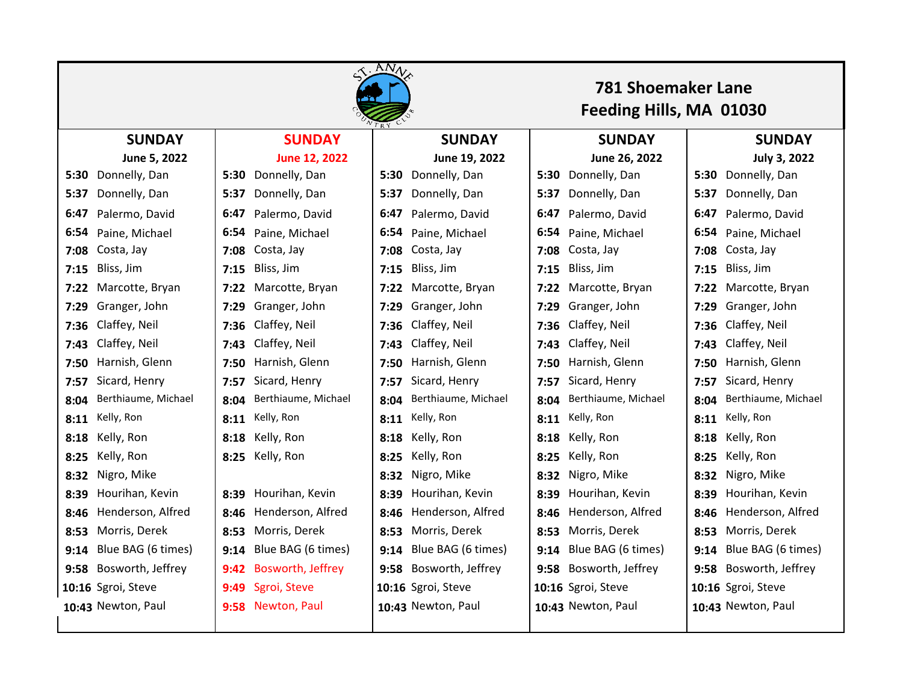ST. ANNE COUNTRY CLUB

**781 Shoemaker Lane**
**Feeding Hills, MA 01030**

| SUNDAY June 5, 2022 | | SUNDAY June 12, 2022 | | SUNDAY June 19, 2022 | | SUNDAY June 26, 2022 | | SUNDAY July 3, 2022 | |
|---|---|---|---|---|---|---|---|---|---|
| **5:30** | Donnelly, Dan | **5:30** | Donnelly, Dan | **5:30** | Donnelly, Dan | **5:30** | Donnelly, Dan | **5:30** | Donnelly, Dan |
| **5:37** | Donnelly, Dan | **5:37** | Donnelly, Dan | **5:37** | Donnelly, Dan | **5:37** | Donnelly, Dan | **5:37** | Donnelly, Dan |
| **6:47** | Palermo, David | **6:47** | Palermo, David | **6:47** | Palermo, David | **6:47** | Palermo, David | **6:47** | Palermo, David |
| **6:54** | Paine, Michael | **6:54** | Paine, Michael | **6:54** | Paine, Michael | **6:54** | Paine, Michael | **6:54** | Paine, Michael |
| **7:08** | Costa, Jay | **7:08** | Costa, Jay | **7:08** | Costa, Jay | **7:08** | Costa, Jay | **7:08** | Costa, Jay |
| **7:15** | Bliss, Jim | **7:15** | Bliss, Jim | **7:15** | Bliss, Jim | **7:15** | Bliss, Jim | **7:15** | Bliss, Jim |
| **7:22** | Marcotte, Bryan | **7:22** | Marcotte, Bryan | **7:22** | Marcotte, Bryan | **7:22** | Marcotte, Bryan | **7:22** | Marcotte, Bryan |
| **7:29** | Granger, John | **7:29** | Granger, John | **7:29** | Granger, John | **7:29** | Granger, John | **7:29** | Granger, John |
| **7:36** | Claffey, Neil | **7:36** | Claffey, Neil | **7:36** | Claffey, Neil | **7:36** | Claffey, Neil | **7:36** | Claffey, Neil |
| **7:43** | Claffey, Neil | **7:43** | Claffey, Neil | **7:43** | Claffey, Neil | **7:43** | Claffey, Neil | **7:43** | Claffey, Neil |
| **7:50** | Harnish, Glenn | **7:50** | Harnish, Glenn | **7:50** | Harnish, Glenn | **7:50** | Harnish, Glenn | **7:50** | Harnish, Glenn |
| **7:57** | Sicard, Henry | **7:57** | Sicard, Henry | **7:57** | Sicard, Henry | **7:57** | Sicard, Henry | **7:57** | Sicard, Henry |
| **8:04** | Berthiaume, Michael | **8:04** | Berthiaume, Michael | **8:04** | Berthiaume, Michael | **8:04** | Berthiaume, Michael | **8:04** | Berthiaume, Michael |
| **8:11** | Kelly, Ron | **8:11** | Kelly, Ron | **8:11** | Kelly, Ron | **8:11** | Kelly, Ron | **8:11** | Kelly, Ron |
| **8:18** | Kelly, Ron | **8:18** | Kelly, Ron | **8:18** | Kelly, Ron | **8:18** | Kelly, Ron | **8:18** | Kelly, Ron |
| **8:25** | Kelly, Ron | **8:25** | Kelly, Ron | **8:25** | Kelly, Ron | **8:25** | Kelly, Ron | **8:25** | Kelly, Ron |
| **8:32** | Nigro, Mike | | | **8:32** | Nigro, Mike | **8:32** | Nigro, Mike | **8:32** | Nigro, Mike |
| **8:39** | Hourihan, Kevin | **8:39** | Hourihan, Kevin | **8:39** | Hourihan, Kevin | **8:39** | Hourihan, Kevin | **8:39** | Hourihan, Kevin |
| **8:46** | Henderson, Alfred | **8:46** | Henderson, Alfred | **8:46** | Henderson, Alfred | **8:46** | Henderson, Alfred | **8:46** | Henderson, Alfred |
| **8:53** | Morris, Derek | **8:53** | Morris, Derek | **8:53** | Morris, Derek | **8:53** | Morris, Derek | **8:53** | Morris, Derek |
| **9:14** | Blue BAG (6 times) | **9:14** | Blue BAG (6 times) | **9:14** | Blue BAG (6 times) | **9:14** | Blue BAG (6 times) | **9:14** | Blue BAG (6 times) |
| **9:58** | Bosworth, Jeffrey | **9:42** | Bosworth, Jeffrey | **9:58** | Bosworth, Jeffrey | **9:58** | Bosworth, Jeffrey | **9:58** | Bosworth, Jeffrey |
| **10:16** | Sgroi, Steve | **9:49** | Sgroi, Steve | **10:16** | Sgroi, Steve | **10:16** | Sgroi, Steve | **10:16** | Sgroi, Steve |
| **10:43** | Newton, Paul | **9:58** | Newton, Paul | **10:43** | Newton, Paul | **10:43** | Newton, Paul | **10:43** | Newton, Paul |